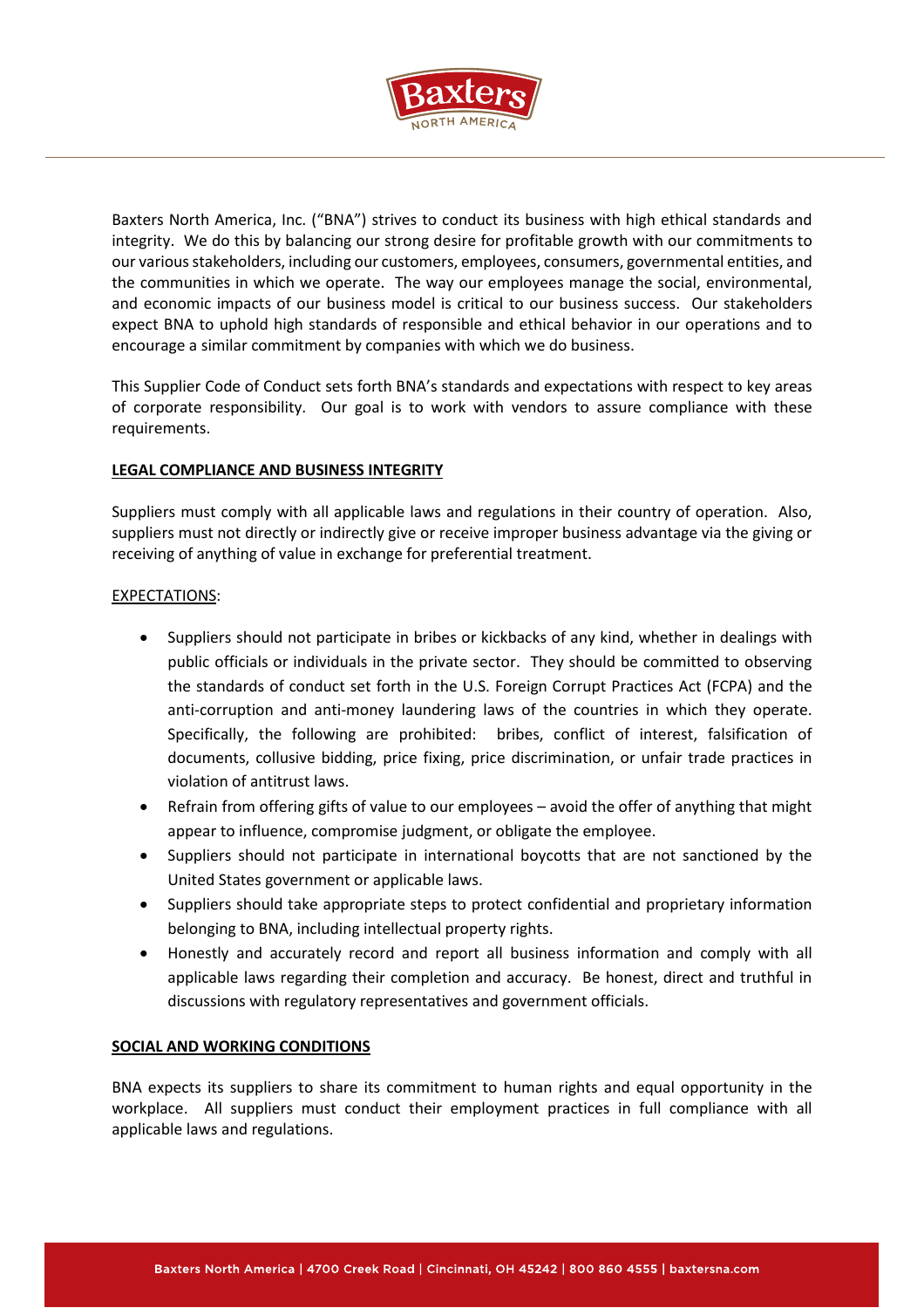Baxters North America, Inc. ("BNA") strives to conduct its business with high ethical standards and integrity. We do this by balancing our strong desire for profitable growth with our commitments to our various stakeholders, including our customers, employees, consumers, governmental entities, and the communities in which we operate. The way our employees manage the social, environmental, and economic impacts of our business model is critical to our business success. Our stakeholders expect BNA to uphold high standards of responsible and ethical behavior in our operations and to encourage a similar commitment by companies with which we do business.

This Supplier Code of Conduct sets forth BNA's standards and expectations with respect to key areas of corporate responsibility. Our goal is to work with vendors to assure compliance with these requirements.

## LEGAL COMPLIANCE AND BUSINESS INTEGRITY

Suppliers must comply with all applicable laws and regulations in their country of operation. Also, suppliers must not directly or indirectly give or receive improper business advantage via the giving or receiving of anything of value in exchange for preferential treatment.

EXPECTATIONS:

- Suppliers should not participate in bribes or kickbacks of any kind, whether in dealings with public officials or individuals in the private sector. They should be committed to observing the standards of conduct set forth in the U.S. Foreign Corrupt Practices Act (FCPA) and the anti-corruption and anti-money laundering laws of the countries in which they operate. Specifically, the following are prohibited: bribes, conflict of interest, falsification of documents, collusive bidding, price fixing, price discrimination, or unfair trade practices in violation of antitrust laws.
- Refrain from offering gifts of value to our employees – avoid the offer of anything that might appear to influence, compromise judgment, or obligate the employee.
- Suppliers should not participate in international boycotts that are not sanctioned by the United States government or applicable laws.
- Suppliers should take appropriate steps to protect confidential and proprietary information belonging to BNA, including intellectual property rights.
- Honestly and accurately record and report all business information and comply with all applicable laws regarding their completion and accuracy. Be honest, direct and truthful in discussions with regulatory representatives and government officials.

## SOCIAL AND WORKING CONDITIONS

BNA expects its suppliers to share its commitment to human rights and equal opportunity in the workplace. All suppliers must conduct their employment practices in full compliance with all applicable laws and regulations.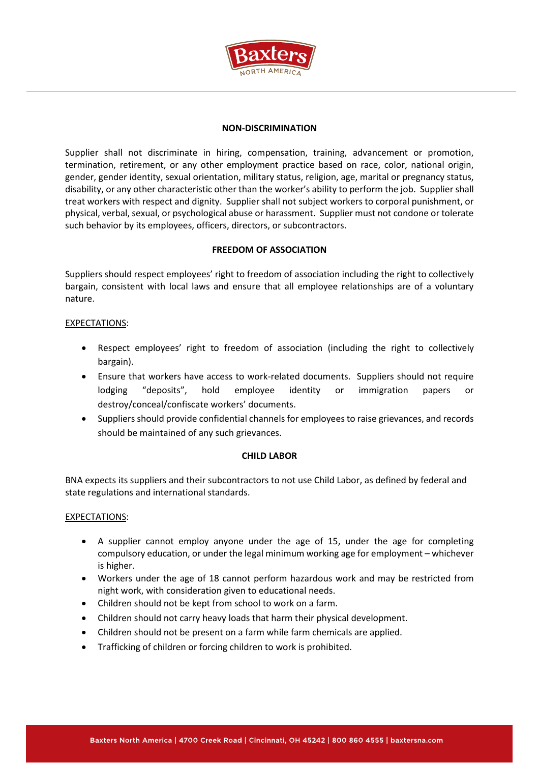## NON-DISCRIMINATION

Supplier shall not discriminate in hiring, compensation, training, advancement or promotion, termination, retirement, or any other employment practice based on race, color, national origin, gender, gender identity, sexual orientation, military status, religion, age, marital or pregnancy status, disability, or any other characteristic other than the worker's ability to perform the job. Supplier shall treat workers with respect and dignity. Supplier shall not subject workers to corporal punishment, or physical, verbal, sexual, or psychological abuse or harassment. Supplier must not condone or tolerate such behavior by its employees, officers, directors, or subcontractors.

## FREEDOM OF ASSOCIATION

Suppliers should respect employees' right to freedom of association including the right to collectively bargain, consistent with local laws and ensure that all employee relationships are of a voluntary nature.

EXPECTATIONS:

- Respect employees' right to freedom of association (including the right to collectively bargain).
- Ensure that workers have access to work-related documents. Suppliers should not require lodging "deposits", hold employee identity or immigration papers or destroy/conceal/confiscate workers' documents.
- Suppliers should provide confidential channels for employees to raise grievances, and records should be maintained of any such grievances.

## CHILD LABOR

BNA expects its suppliers and their subcontractors to not use Child Labor, as defined by federal and state regulations and international standards.

EXPECTATIONS:

- A supplier cannot employ anyone under the age of 15, under the age for completing compulsory education, or under the legal minimum working age for employment – whichever is higher.
- Workers under the age of 18 cannot perform hazardous work and may be restricted from night work, with consideration given to educational needs.
- Children should not be kept from school to work on a farm.
- Children should not carry heavy loads that harm their physical development.
- Children should not be present on a farm while farm chemicals are applied.
- Trafficking of children or forcing children to work is prohibited.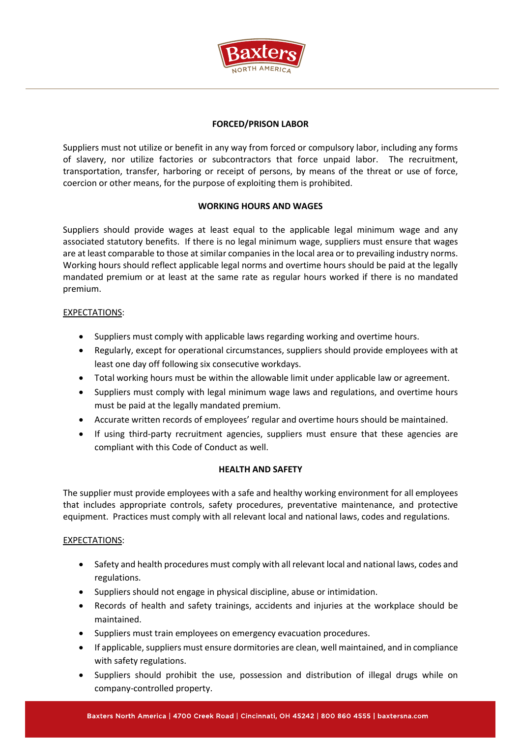## FORCED/PRISON LABOR

Suppliers must not utilize or benefit in any way from forced or compulsory labor, including any forms of slavery, nor utilize factories or subcontractors that force unpaid labor. The recruitment, transportation, transfer, harboring or receipt of persons, by means of the threat or use of force, coercion or other means, for the purpose of exploiting them is prohibited.

## WORKING HOURS AND WAGES

Suppliers should provide wages at least equal to the applicable legal minimum wage and any associated statutory benefits. If there is no legal minimum wage, suppliers must ensure that wages are at least comparable to those at similar companies in the local area or to prevailing industry norms. Working hours should reflect applicable legal norms and overtime hours should be paid at the legally mandated premium or at least at the same rate as regular hours worked if there is no mandated premium.

EXPECTATIONS:

- Suppliers must comply with applicable laws regarding working and overtime hours.
- Regularly, except for operational circumstances, suppliers should provide employees with at least one day off following six consecutive workdays.
- Total working hours must be within the allowable limit under applicable law or agreement.
- Suppliers must comply with legal minimum wage laws and regulations, and overtime hours must be paid at the legally mandated premium.
- Accurate written records of employees' regular and overtime hours should be maintained.
- If using third-party recruitment agencies, suppliers must ensure that these agencies are compliant with this Code of Conduct as well.

## HEALTH AND SAFETY

The supplier must provide employees with a safe and healthy working environment for all employees that includes appropriate controls, safety procedures, preventative maintenance, and protective equipment. Practices must comply with all relevant local and national laws, codes and regulations.

EXPECTATIONS:

- Safety and health procedures must comply with all relevant local and national laws, codes and regulations.
- Suppliers should not engage in physical discipline, abuse or intimidation.
- Records of health and safety trainings, accidents and injuries at the workplace should be maintained.
- Suppliers must train employees on emergency evacuation procedures.
- If applicable, suppliers must ensure dormitories are clean, well maintained, and in compliance with safety regulations.
- Suppliers should prohibit the use, possession and distribution of illegal drugs while on company-controlled property.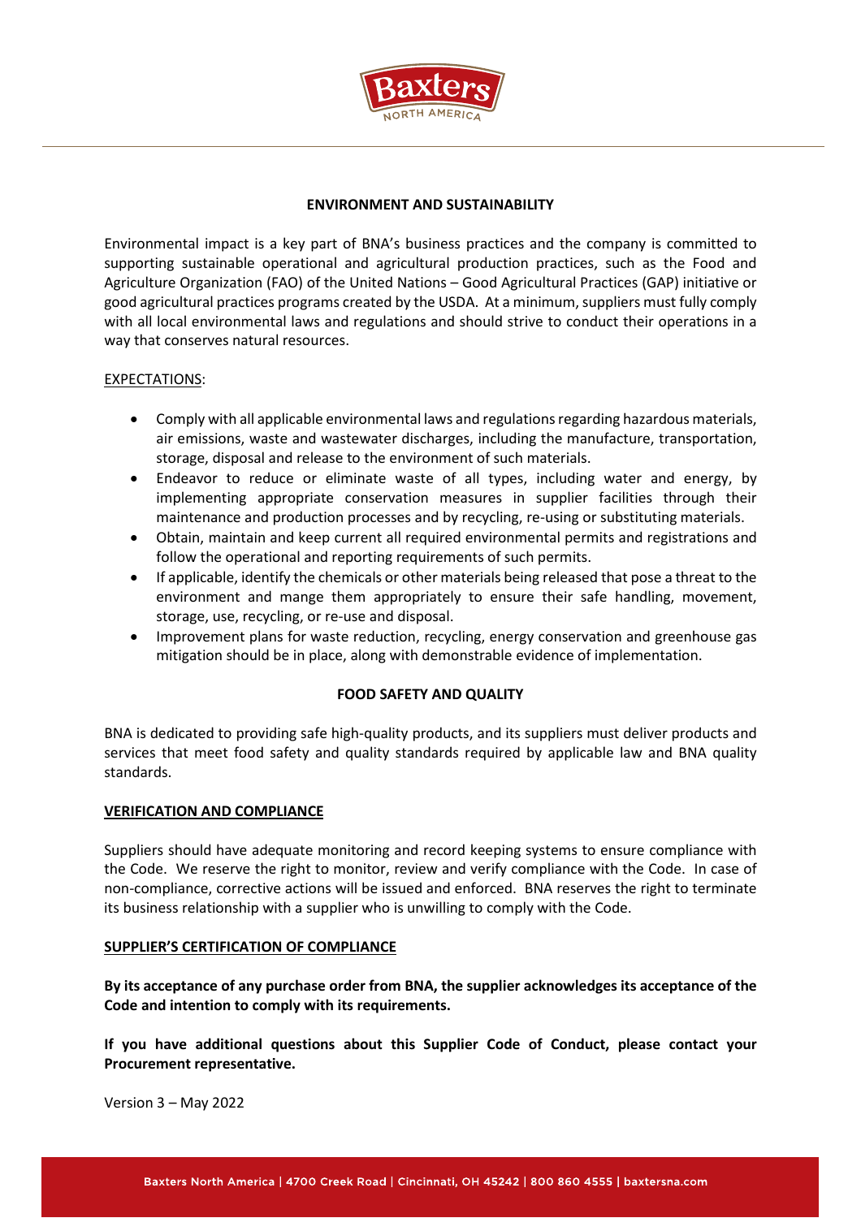## ENVIRONMENT AND SUSTAINABILITY

Environmental impact is a key part of BNA's business practices and the company is committed to supporting sustainable operational and agricultural production practices, such as the Food and Agriculture Organization (FAO) of the United Nations – Good Agricultural Practices (GAP) initiative or good agricultural practices programs created by the USDA. At a minimum, suppliers must fully comply with all local environmental laws and regulations and should strive to conduct their operations in a way that conserves natural resources.

EXPECTATIONS:

- Comply with all applicable environmental laws and regulations regarding hazardous materials, air emissions, waste and wastewater discharges, including the manufacture, transportation, storage, disposal and release to the environment of such materials.
- Endeavor to reduce or eliminate waste of all types, including water and energy, by implementing appropriate conservation measures in supplier facilities through their maintenance and production processes and by recycling, re-using or substituting materials.
- Obtain, maintain and keep current all required environmental permits and registrations and follow the operational and reporting requirements of such permits.
- If applicable, identify the chemicals or other materials being released that pose a threat to the environment and mange them appropriately to ensure their safe handling, movement, storage, use, recycling, or re-use and disposal.
- Improvement plans for waste reduction, recycling, energy conservation and greenhouse gas mitigation should be in place, along with demonstrable evidence of implementation.

## FOOD SAFETY AND QUALITY

BNA is dedicated to providing safe high-quality products, and its suppliers must deliver products and services that meet food safety and quality standards required by applicable law and BNA quality standards.

## VERIFICATION AND COMPLIANCE

Suppliers should have adequate monitoring and record keeping systems to ensure compliance with the Code. We reserve the right to monitor, review and verify compliance with the Code. In case of non-compliance, corrective actions will be issued and enforced. BNA reserves the right to terminate its business relationship with a supplier who is unwilling to comply with the Code.

## SUPPLIER'S CERTIFICATION OF COMPLIANCE

**By its acceptance of any purchase order from BNA, the supplier acknowledges its acceptance of the Code and intention to comply with its requirements.**

**If you have additional questions about this Supplier Code of Conduct, please contact your Procurement representative.**

Version 3 – May 2022